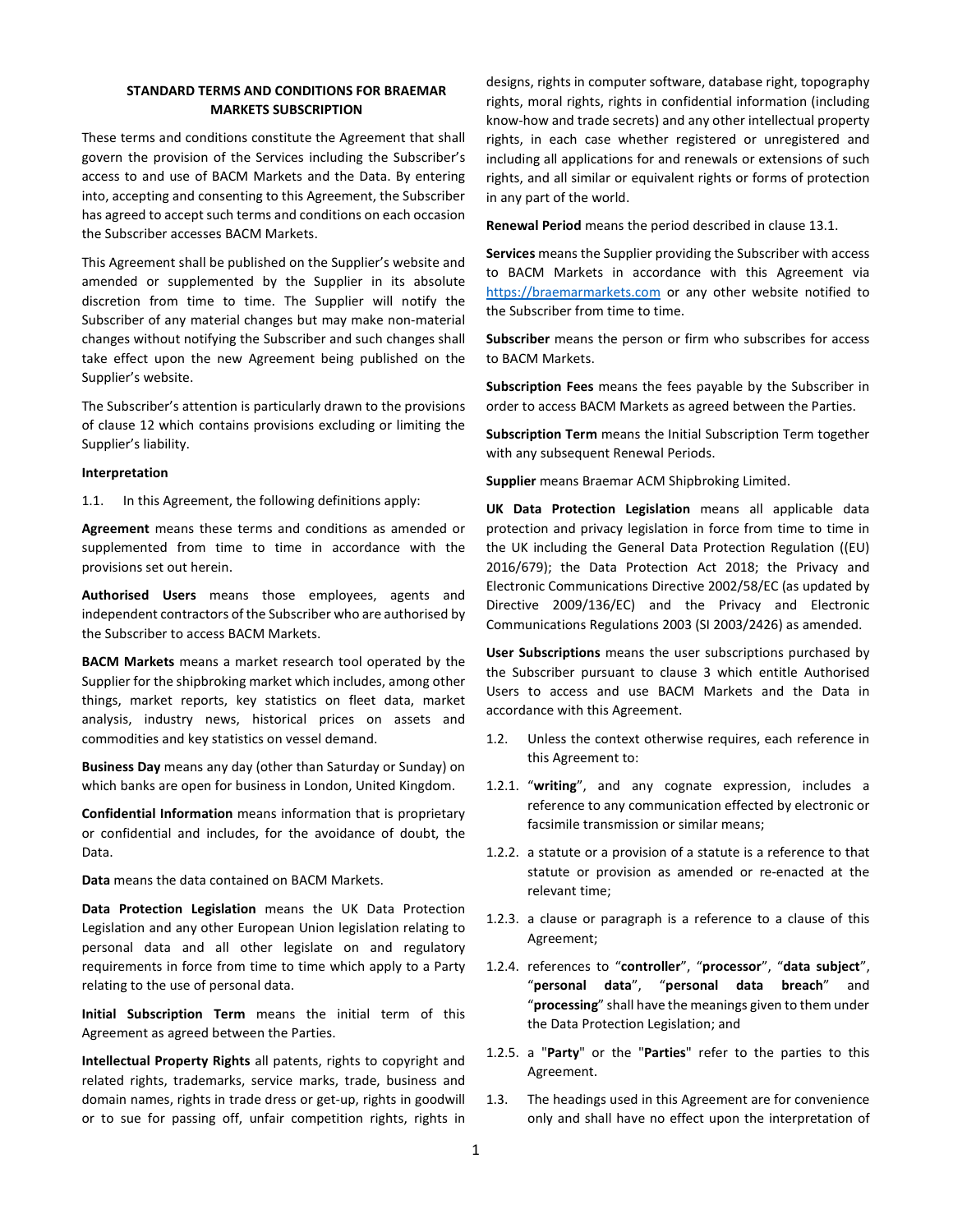# STANDARD TERMS AND CONDITIONS FOR BRAEMAR MARKETS SUBSCRIPTION

These terms and conditions constitute the Agreement that shall govern the provision of the Services including the Subscriber's access to and use of BACM Markets and the Data. By entering into, accepting and consenting to this Agreement, the Subscriber has agreed to accept such terms and conditions on each occasion the Subscriber accesses BACM Markets.

This Agreement shall be published on the Supplier's website and amended or supplemented by the Supplier in its absolute discretion from time to time. The Supplier will notify the Subscriber of any material changes but may make non-material changes without notifying the Subscriber and such changes shall take effect upon the new Agreement being published on the Supplier's website.

The Subscriber's attention is particularly drawn to the provisions of clause 12 which contains provisions excluding or limiting the Supplier's liability.

**Interpretation**

1.1. In this Agreement, the following definitions apply:

**Agreement** means these terms and conditions as amended or supplemented from time to time in accordance with the provisions set out herein.

**Authorised Users** means those employees, agents and independent contractors of the Subscriber who are authorised by the Subscriber to access BACM Markets.

**BACM Markets** means a market research tool operated by the Supplier for the shipbroking market which includes, among other things, market reports, key statistics on fleet data, market analysis, industry news, historical prices on assets and commodities and key statistics on vessel demand.

**Business Day** means any day (other than Saturday or Sunday) on which banks are open for business in London, United Kingdom.

**Confidential Information** means information that is proprietary or confidential and includes, for the avoidance of doubt, the Data.

**Data** means the data contained on BACM Markets.

**Data Protection Legislation** means the UK Data Protection Legislation and any other European Union legislation relating to personal data and all other legislate on and regulatory requirements in force from time to time which apply to a Party relating to the use of personal data.

**Initial Subscription Term** means the initial term of this Agreement as agreed between the Parties.

**Intellectual Property Rights** all patents, rights to copyright and related rights, trademarks, service marks, trade, business and domain names, rights in trade dress or get-up, rights in goodwill or to sue for passing off, unfair competition rights, rights in designs, rights in computer software, database right, topography rights, moral rights, rights in confidential information (including know-how and trade secrets) and any other intellectual property rights, in each case whether registered or unregistered and including all applications for and renewals or extensions of such rights, and all similar or equivalent rights or forms of protection in any part of the world.

**Renewal Period** means the period described in clause 13.1.

**Services** means the Supplier providing the Subscriber with access to BACM Markets in accordance with this Agreement via https://braemarmarkets.com or any other website notified to the Subscriber from time to time.

**Subscriber** means the person or firm who subscribes for access to BACM Markets.

**Subscription Fees** means the fees payable by the Subscriber in order to access BACM Markets as agreed between the Parties.

**Subscription Term** means the Initial Subscription Term together with any subsequent Renewal Periods.

**Supplier** means Braemar ACM Shipbroking Limited.

**UK Data Protection Legislation** means all applicable data protection and privacy legislation in force from time to time in the UK including the General Data Protection Regulation ((EU) 2016/679); the Data Protection Act 2018; the Privacy and Electronic Communications Directive 2002/58/EC (as updated by Directive 2009/136/EC) and the Privacy and Electronic Communications Regulations 2003 (SI 2003/2426) as amended.

**User Subscriptions** means the user subscriptions purchased by the Subscriber pursuant to clause 3 which entitle Authorised Users to access and use BACM Markets and the Data in accordance with this Agreement.

1.2. Unless the context otherwise requires, each reference in this Agreement to:

1.2.1. "**writing**", and any cognate expression, includes a reference to any communication effected by electronic or facsimile transmission or similar means;

1.2.2. a statute or a provision of a statute is a reference to that statute or provision as amended or re-enacted at the relevant time;

1.2.3. a clause or paragraph is a reference to a clause of this Agreement;

1.2.4. references to "**controller**", "**processor**", "**data subject**", "**personal data**", "**personal data breach**" and "**processing**" shall have the meanings given to them under the Data Protection Legislation; and

1.2.5. a "**Party**" or the "**Parties**" refer to the parties to this Agreement.

1.3. The headings used in this Agreement are for convenience only and shall have no effect upon the interpretation of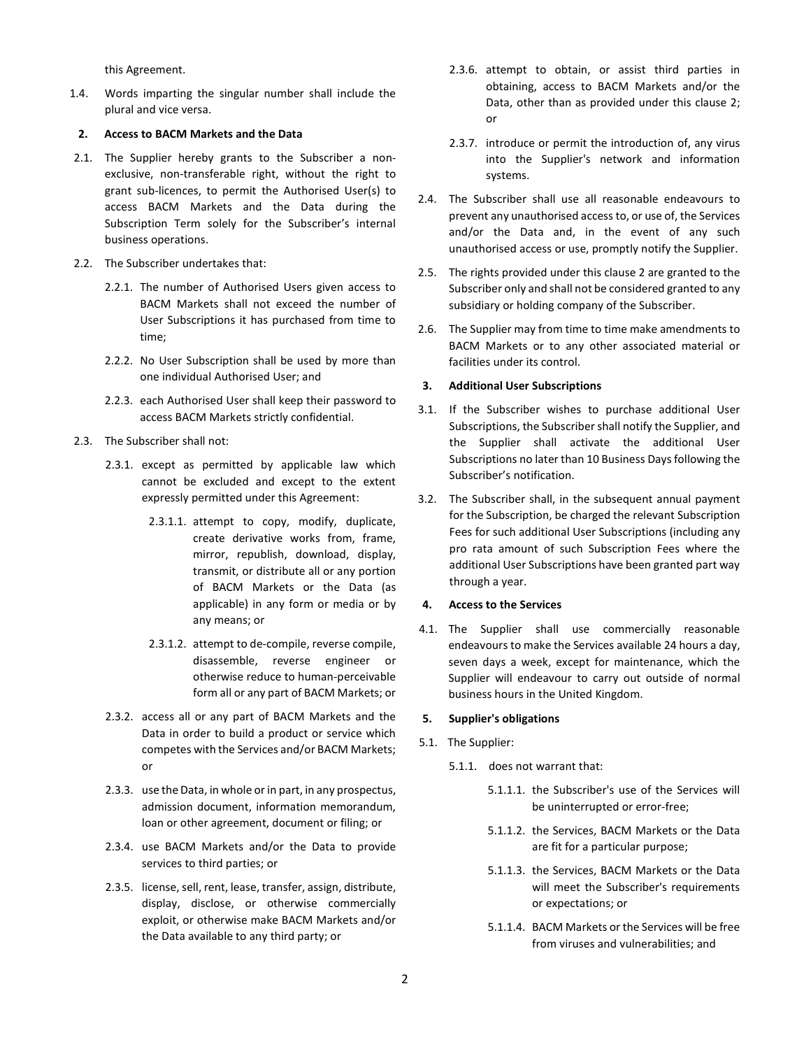this Agreement.

1.4. Words imparting the singular number shall include the plural and vice versa.

## 2. Access to BACM Markets and the Data

2.1. The Supplier hereby grants to the Subscriber a non-exclusive, non-transferable right, without the right to grant sub-licences, to permit the Authorised User(s) to access BACM Markets and the Data during the Subscription Term solely for the Subscriber's internal business operations.

2.2. The Subscriber undertakes that:

2.2.1. The number of Authorised Users given access to BACM Markets shall not exceed the number of User Subscriptions it has purchased from time to time;

2.2.2. No User Subscription shall be used by more than one individual Authorised User; and

2.2.3. each Authorised User shall keep their password to access BACM Markets strictly confidential.

2.3. The Subscriber shall not:

2.3.1. except as permitted by applicable law which cannot be excluded and except to the extent expressly permitted under this Agreement:

2.3.1.1. attempt to copy, modify, duplicate, create derivative works from, frame, mirror, republish, download, display, transmit, or distribute all or any portion of BACM Markets or the Data (as applicable) in any form or media or by any means; or

2.3.1.2. attempt to de-compile, reverse compile, disassemble, reverse engineer or otherwise reduce to human-perceivable form all or any part of BACM Markets; or

2.3.2. access all or any part of BACM Markets and the Data in order to build a product or service which competes with the Services and/or BACM Markets; or

2.3.3. use the Data, in whole or in part, in any prospectus, admission document, information memorandum, loan or other agreement, document or filing; or

2.3.4. use BACM Markets and/or the Data to provide services to third parties; or

2.3.5. license, sell, rent, lease, transfer, assign, distribute, display, disclose, or otherwise commercially exploit, or otherwise make BACM Markets and/or the Data available to any third party; or

2.3.6. attempt to obtain, or assist third parties in obtaining, access to BACM Markets and/or the Data, other than as provided under this clause 2; or

2.3.7. introduce or permit the introduction of, any virus into the Supplier's network and information systems.

2.4. The Subscriber shall use all reasonable endeavours to prevent any unauthorised access to, or use of, the Services and/or the Data and, in the event of any such unauthorised access or use, promptly notify the Supplier.

2.5. The rights provided under this clause 2 are granted to the Subscriber only and shall not be considered granted to any subsidiary or holding company of the Subscriber.

2.6. The Supplier may from time to time make amendments to BACM Markets or to any other associated material or facilities under its control.

## 3. Additional User Subscriptions

3.1. If the Subscriber wishes to purchase additional User Subscriptions, the Subscriber shall notify the Supplier, and the Supplier shall activate the additional User Subscriptions no later than 10 Business Days following the Subscriber's notification.

3.2. The Subscriber shall, in the subsequent annual payment for the Subscription, be charged the relevant Subscription Fees for such additional User Subscriptions (including any pro rata amount of such Subscription Fees where the additional User Subscriptions have been granted part way through a year.

## 4. Access to the Services

4.1. The Supplier shall use commercially reasonable endeavours to make the Services available 24 hours a day, seven days a week, except for maintenance, which the Supplier will endeavour to carry out outside of normal business hours in the United Kingdom.

## 5. Supplier's obligations

5.1. The Supplier:

5.1.1. does not warrant that:

5.1.1.1. the Subscriber's use of the Services will be uninterrupted or error-free;

5.1.1.2. the Services, BACM Markets or the Data are fit for a particular purpose;

5.1.1.3. the Services, BACM Markets or the Data will meet the Subscriber's requirements or expectations; or

5.1.1.4. BACM Markets or the Services will be free from viruses and vulnerabilities; and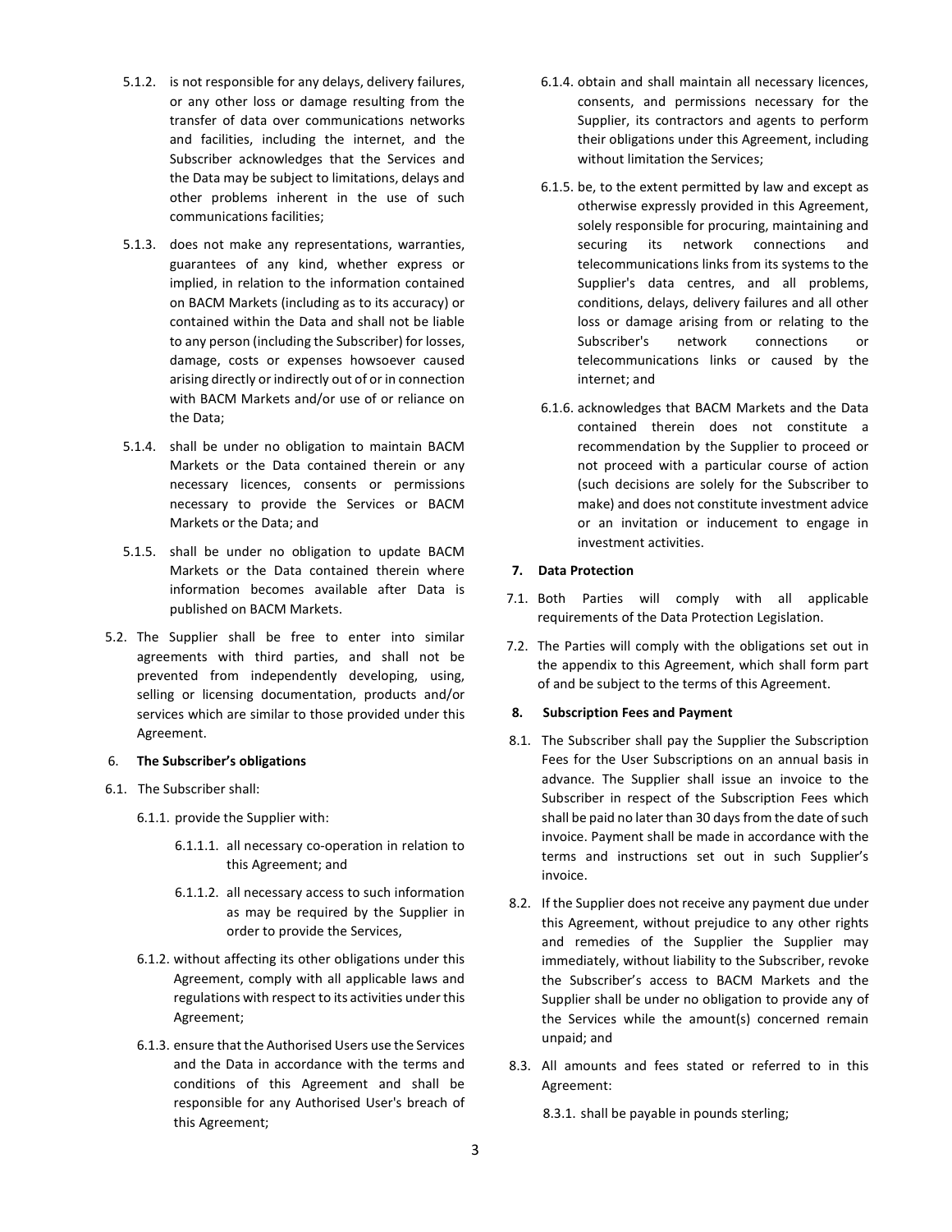5.1.2. is not responsible for any delays, delivery failures, or any other loss or damage resulting from the transfer of data over communications networks and facilities, including the internet, and the Subscriber acknowledges that the Services and the Data may be subject to limitations, delays and other problems inherent in the use of such communications facilities;

5.1.3. does not make any representations, warranties, guarantees of any kind, whether express or implied, in relation to the information contained on BACM Markets (including as to its accuracy) or contained within the Data and shall not be liable to any person (including the Subscriber) for losses, damage, costs or expenses howsoever caused arising directly or indirectly out of or in connection with BACM Markets and/or use of or reliance on the Data;

5.1.4. shall be under no obligation to maintain BACM Markets or the Data contained therein or any necessary licences, consents or permissions necessary to provide the Services or BACM Markets or the Data; and

5.1.5. shall be under no obligation to update BACM Markets or the Data contained therein where information becomes available after Data is published on BACM Markets.

5.2. The Supplier shall be free to enter into similar agreements with third parties, and shall not be prevented from independently developing, using, selling or licensing documentation, products and/or services which are similar to those provided under this Agreement.

## 6. The Subscriber's obligations

6.1. The Subscriber shall:

6.1.1. provide the Supplier with:

6.1.1.1. all necessary co-operation in relation to this Agreement; and

6.1.1.2. all necessary access to such information as may be required by the Supplier in order to provide the Services,

6.1.2. without affecting its other obligations under this Agreement, comply with all applicable laws and regulations with respect to its activities under this Agreement;

6.1.3. ensure that the Authorised Users use the Services and the Data in accordance with the terms and conditions of this Agreement and shall be responsible for any Authorised User's breach of this Agreement;

6.1.4. obtain and shall maintain all necessary licences, consents, and permissions necessary for the Supplier, its contractors and agents to perform their obligations under this Agreement, including without limitation the Services;

6.1.5. be, to the extent permitted by law and except as otherwise expressly provided in this Agreement, solely responsible for procuring, maintaining and securing its network connections and telecommunications links from its systems to the Supplier's data centres, and all problems, conditions, delays, delivery failures and all other loss or damage arising from or relating to the Subscriber's network connections or telecommunications links or caused by the internet; and

6.1.6. acknowledges that BACM Markets and the Data contained therein does not constitute a recommendation by the Supplier to proceed or not proceed with a particular course of action (such decisions are solely for the Subscriber to make) and does not constitute investment advice or an invitation or inducement to engage in investment activities.

## 7. Data Protection

7.1. Both Parties will comply with all applicable requirements of the Data Protection Legislation.

7.2. The Parties will comply with the obligations set out in the appendix to this Agreement, which shall form part of and be subject to the terms of this Agreement.

## 8. Subscription Fees and Payment

8.1. The Subscriber shall pay the Supplier the Subscription Fees for the User Subscriptions on an annual basis in advance. The Supplier shall issue an invoice to the Subscriber in respect of the Subscription Fees which shall be paid no later than 30 days from the date of such invoice. Payment shall be made in accordance with the terms and instructions set out in such Supplier's invoice.

8.2. If the Supplier does not receive any payment due under this Agreement, without prejudice to any other rights and remedies of the Supplier the Supplier may immediately, without liability to the Subscriber, revoke the Subscriber's access to BACM Markets and the Supplier shall be under no obligation to provide any of the Services while the amount(s) concerned remain unpaid; and

8.3. All amounts and fees stated or referred to in this Agreement:

8.3.1. shall be payable in pounds sterling;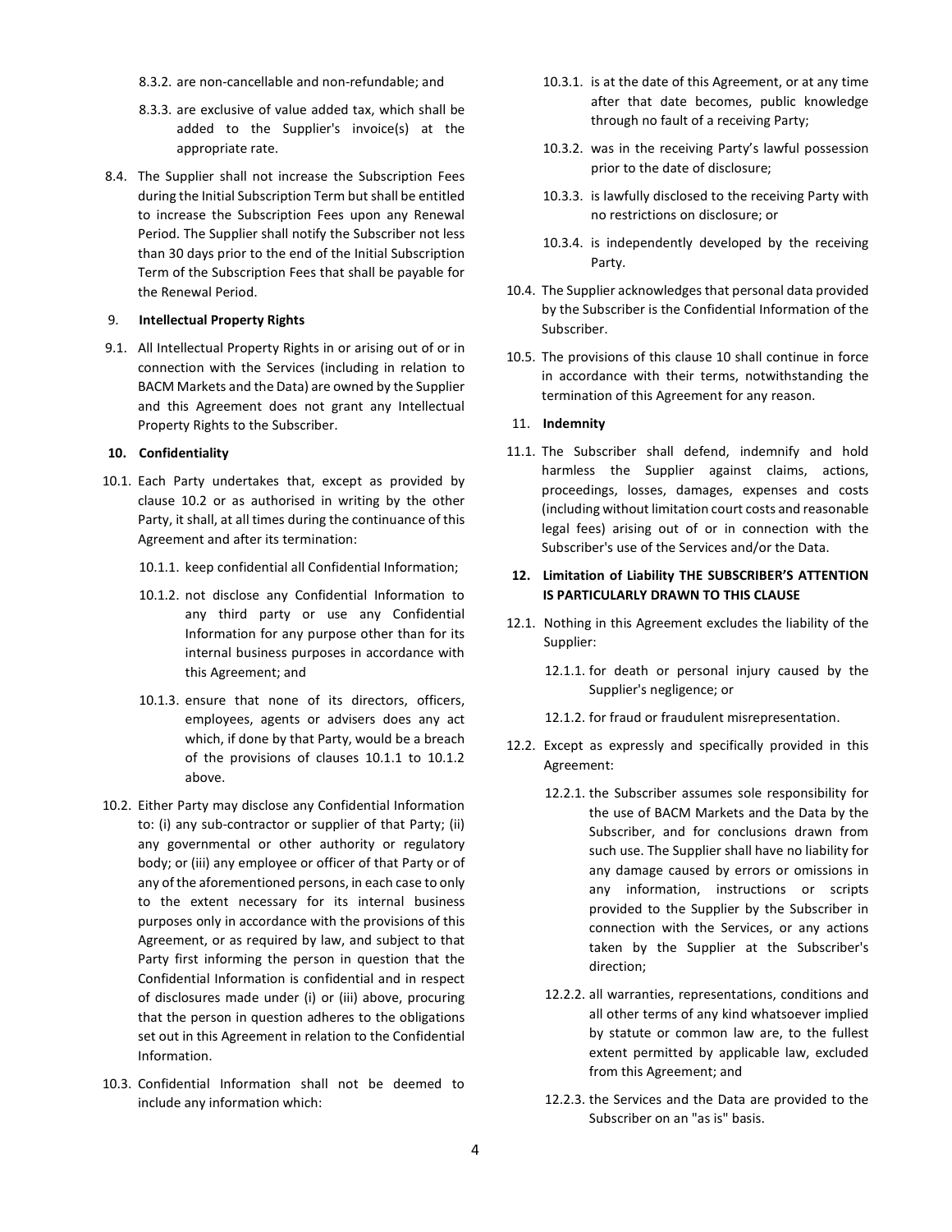8.3.2. are non-cancellable and non-refundable; and

8.3.3. are exclusive of value added tax, which shall be added to the Supplier's invoice(s) at the appropriate rate.

8.4. The Supplier shall not increase the Subscription Fees during the Initial Subscription Term but shall be entitled to increase the Subscription Fees upon any Renewal Period. The Supplier shall notify the Subscriber not less than 30 days prior to the end of the Initial Subscription Term of the Subscription Fees that shall be payable for the Renewal Period.

**9. Intellectual Property Rights**

9.1. All Intellectual Property Rights in or arising out of or in connection with the Services (including in relation to BACM Markets and the Data) are owned by the Supplier and this Agreement does not grant any Intellectual Property Rights to the Subscriber.

**10. Confidentiality**

10.1. Each Party undertakes that, except as provided by clause 10.2 or as authorised in writing by the other Party, it shall, at all times during the continuance of this Agreement and after its termination:

10.1.1. keep confidential all Confidential Information;

10.1.2. not disclose any Confidential Information to any third party or use any Confidential Information for any purpose other than for its internal business purposes in accordance with this Agreement; and

10.1.3. ensure that none of its directors, officers, employees, agents or advisers does any act which, if done by that Party, would be a breach of the provisions of clauses 10.1.1 to 10.1.2 above.

10.2. Either Party may disclose any Confidential Information to: (i) any sub-contractor or supplier of that Party; (ii) any governmental or other authority or regulatory body; or (iii) any employee or officer of that Party or of any of the aforementioned persons, in each case to only to the extent necessary for its internal business purposes only in accordance with the provisions of this Agreement, or as required by law, and subject to that Party first informing the person in question that the Confidential Information is confidential and in respect of disclosures made under (i) or (iii) above, procuring that the person in question adheres to the obligations set out in this Agreement in relation to the Confidential Information.

10.3. Confidential Information shall not be deemed to include any information which:

10.3.1. is at the date of this Agreement, or at any time after that date becomes, public knowledge through no fault of a receiving Party;

10.3.2. was in the receiving Party's lawful possession prior to the date of disclosure;

10.3.3. is lawfully disclosed to the receiving Party with no restrictions on disclosure; or

10.3.4. is independently developed by the receiving Party.

10.4. The Supplier acknowledges that personal data provided by the Subscriber is the Confidential Information of the Subscriber.

10.5. The provisions of this clause 10 shall continue in force in accordance with their terms, notwithstanding the termination of this Agreement for any reason.

**11. Indemnity**

11.1. The Subscriber shall defend, indemnify and hold harmless the Supplier against claims, actions, proceedings, losses, damages, expenses and costs (including without limitation court costs and reasonable legal fees) arising out of or in connection with the Subscriber's use of the Services and/or the Data.

**12. Limitation of Liability THE SUBSCRIBER'S ATTENTION IS PARTICULARLY DRAWN TO THIS CLAUSE**

12.1. Nothing in this Agreement excludes the liability of the Supplier:

12.1.1. for death or personal injury caused by the Supplier's negligence; or

12.1.2. for fraud or fraudulent misrepresentation.

12.2. Except as expressly and specifically provided in this Agreement:

12.2.1. the Subscriber assumes sole responsibility for the use of BACM Markets and the Data by the Subscriber, and for conclusions drawn from such use. The Supplier shall have no liability for any damage caused by errors or omissions in any information, instructions or scripts provided to the Supplier by the Subscriber in connection with the Services, or any actions taken by the Supplier at the Subscriber's direction;

12.2.2. all warranties, representations, conditions and all other terms of any kind whatsoever implied by statute or common law are, to the fullest extent permitted by applicable law, excluded from this Agreement; and

12.2.3. the Services and the Data are provided to the Subscriber on an "as is" basis.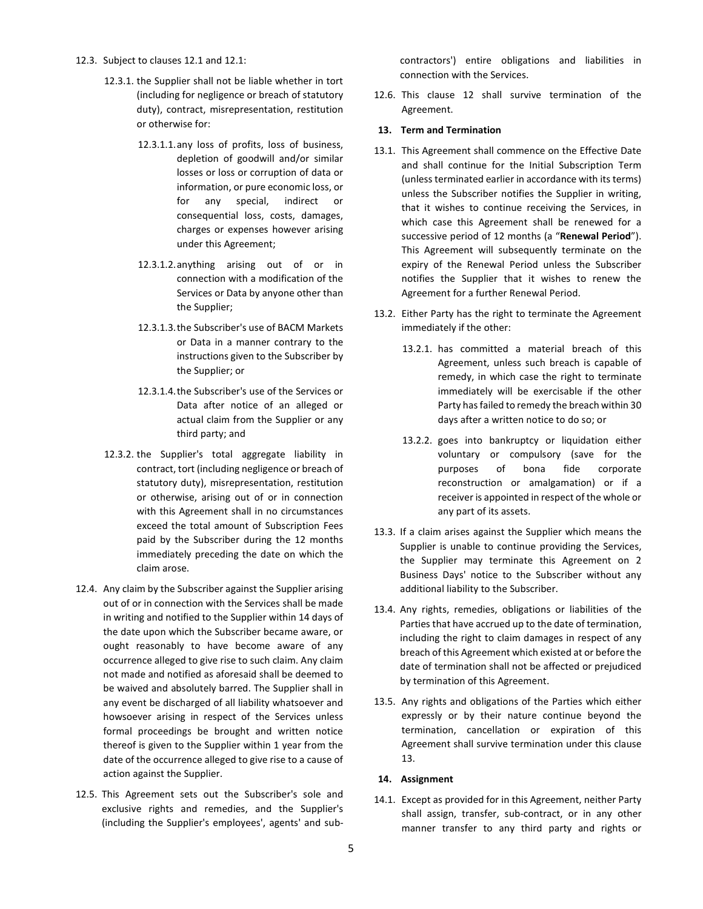12.3. Subject to clauses 12.1 and 12.1:

12.3.1. the Supplier shall not be liable whether in tort (including for negligence or breach of statutory duty), contract, misrepresentation, restitution or otherwise for:

12.3.1.1. any loss of profits, loss of business, depletion of goodwill and/or similar losses or loss or corruption of data or information, or pure economic loss, or for any special, indirect or consequential loss, costs, damages, charges or expenses however arising under this Agreement;

12.3.1.2. anything arising out of or in connection with a modification of the Services or Data by anyone other than the Supplier;

12.3.1.3. the Subscriber's use of BACM Markets or Data in a manner contrary to the instructions given to the Subscriber by the Supplier; or

12.3.1.4. the Subscriber's use of the Services or Data after notice of an alleged or actual claim from the Supplier or any third party; and

12.3.2. the Supplier's total aggregate liability in contract, tort (including negligence or breach of statutory duty), misrepresentation, restitution or otherwise, arising out of or in connection with this Agreement shall in no circumstances exceed the total amount of Subscription Fees paid by the Subscriber during the 12 months immediately preceding the date on which the claim arose.

12.4. Any claim by the Subscriber against the Supplier arising out of or in connection with the Services shall be made in writing and notified to the Supplier within 14 days of the date upon which the Subscriber became aware, or ought reasonably to have become aware of any occurrence alleged to give rise to such claim. Any claim not made and notified as aforesaid shall be deemed to be waived and absolutely barred. The Supplier shall in any event be discharged of all liability whatsoever and howsoever arising in respect of the Services unless formal proceedings be brought and written notice thereof is given to the Supplier within 1 year from the date of the occurrence alleged to give rise to a cause of action against the Supplier.

12.5. This Agreement sets out the Subscriber's sole and exclusive rights and remedies, and the Supplier's (including the Supplier's employees', agents' and sub-contractors') entire obligations and liabilities in connection with the Services.

12.6. This clause 12 shall survive termination of the Agreement.

## 13. Term and Termination

13.1. This Agreement shall commence on the Effective Date and shall continue for the Initial Subscription Term (unless terminated earlier in accordance with its terms) unless the Subscriber notifies the Supplier in writing, that it wishes to continue receiving the Services, in which case this Agreement shall be renewed for a successive period of 12 months (a "**Renewal Period**"). This Agreement will subsequently terminate on the expiry of the Renewal Period unless the Subscriber notifies the Supplier that it wishes to renew the Agreement for a further Renewal Period.

13.2. Either Party has the right to terminate the Agreement immediately if the other:

13.2.1. has committed a material breach of this Agreement, unless such breach is capable of remedy, in which case the right to terminate immediately will be exercisable if the other Party has failed to remedy the breach within 30 days after a written notice to do so; or

13.2.2. goes into bankruptcy or liquidation either voluntary or compulsory (save for the purposes of bona fide corporate reconstruction or amalgamation) or if a receiver is appointed in respect of the whole or any part of its assets.

13.3. If a claim arises against the Supplier which means the Supplier is unable to continue providing the Services, the Supplier may terminate this Agreement on 2 Business Days' notice to the Subscriber without any additional liability to the Subscriber.

13.4. Any rights, remedies, obligations or liabilities of the Parties that have accrued up to the date of termination, including the right to claim damages in respect of any breach of this Agreement which existed at or before the date of termination shall not be affected or prejudiced by termination of this Agreement.

13.5. Any rights and obligations of the Parties which either expressly or by their nature continue beyond the termination, cancellation or expiration of this Agreement shall survive termination under this clause 13.

## 14. Assignment

14.1. Except as provided for in this Agreement, neither Party shall assign, transfer, sub-contract, or in any other manner transfer to any third party and rights or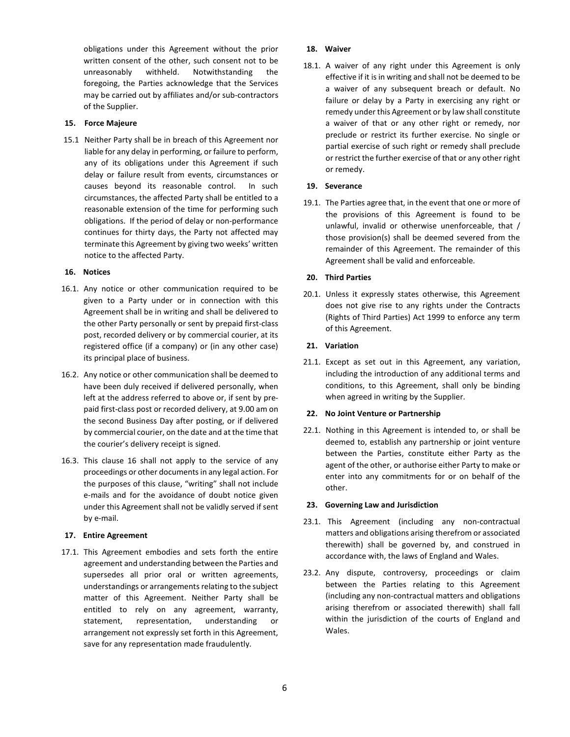obligations under this Agreement without the prior written consent of the other, such consent not to be unreasonably withheld. Notwithstanding the foregoing, the Parties acknowledge that the Services may be carried out by affiliates and/or sub-contractors of the Supplier.

### 15. Force Majeure

15.1 Neither Party shall be in breach of this Agreement nor liable for any delay in performing, or failure to perform, any of its obligations under this Agreement if such delay or failure result from events, circumstances or causes beyond its reasonable control. In such circumstances, the affected Party shall be entitled to a reasonable extension of the time for performing such obligations. If the period of delay or non-performance continues for thirty days, the Party not affected may terminate this Agreement by giving two weeks' written notice to the affected Party.

### 16. Notices

16.1. Any notice or other communication required to be given to a Party under or in connection with this Agreement shall be in writing and shall be delivered to the other Party personally or sent by prepaid first-class post, recorded delivery or by commercial courier, at its registered office (if a company) or (in any other case) its principal place of business.

16.2. Any notice or other communication shall be deemed to have been duly received if delivered personally, when left at the address referred to above or, if sent by pre-paid first-class post or recorded delivery, at 9.00 am on the second Business Day after posting, or if delivered by commercial courier, on the date and at the time that the courier's delivery receipt is signed.

16.3. This clause 16 shall not apply to the service of any proceedings or other documents in any legal action. For the purposes of this clause, "writing" shall not include e-mails and for the avoidance of doubt notice given under this Agreement shall not be validly served if sent by e-mail.

### 17. Entire Agreement

17.1. This Agreement embodies and sets forth the entire agreement and understanding between the Parties and supersedes all prior oral or written agreements, understandings or arrangements relating to the subject matter of this Agreement. Neither Party shall be entitled to rely on any agreement, warranty, statement, representation, understanding or arrangement not expressly set forth in this Agreement, save for any representation made fraudulently.

### 18. Waiver

18.1. A waiver of any right under this Agreement is only effective if it is in writing and shall not be deemed to be a waiver of any subsequent breach or default. No failure or delay by a Party in exercising any right or remedy under this Agreement or by law shall constitute a waiver of that or any other right or remedy, nor preclude or restrict its further exercise. No single or partial exercise of such right or remedy shall preclude or restrict the further exercise of that or any other right or remedy.

### 19. Severance

19.1. The Parties agree that, in the event that one or more of the provisions of this Agreement is found to be unlawful, invalid or otherwise unenforceable, that / those provision(s) shall be deemed severed from the remainder of this Agreement. The remainder of this Agreement shall be valid and enforceable.

### 20. Third Parties

20.1. Unless it expressly states otherwise, this Agreement does not give rise to any rights under the Contracts (Rights of Third Parties) Act 1999 to enforce any term of this Agreement.

### 21. Variation

21.1. Except as set out in this Agreement, any variation, including the introduction of any additional terms and conditions, to this Agreement, shall only be binding when agreed in writing by the Supplier.

### 22. No Joint Venture or Partnership

22.1. Nothing in this Agreement is intended to, or shall be deemed to, establish any partnership or joint venture between the Parties, constitute either Party as the agent of the other, or authorise either Party to make or enter into any commitments for or on behalf of the other.

### 23. Governing Law and Jurisdiction

23.1. This Agreement (including any non-contractual matters and obligations arising therefrom or associated therewith) shall be governed by, and construed in accordance with, the laws of England and Wales.

23.2. Any dispute, controversy, proceedings or claim between the Parties relating to this Agreement (including any non-contractual matters and obligations arising therefrom or associated therewith) shall fall within the jurisdiction of the courts of England and Wales.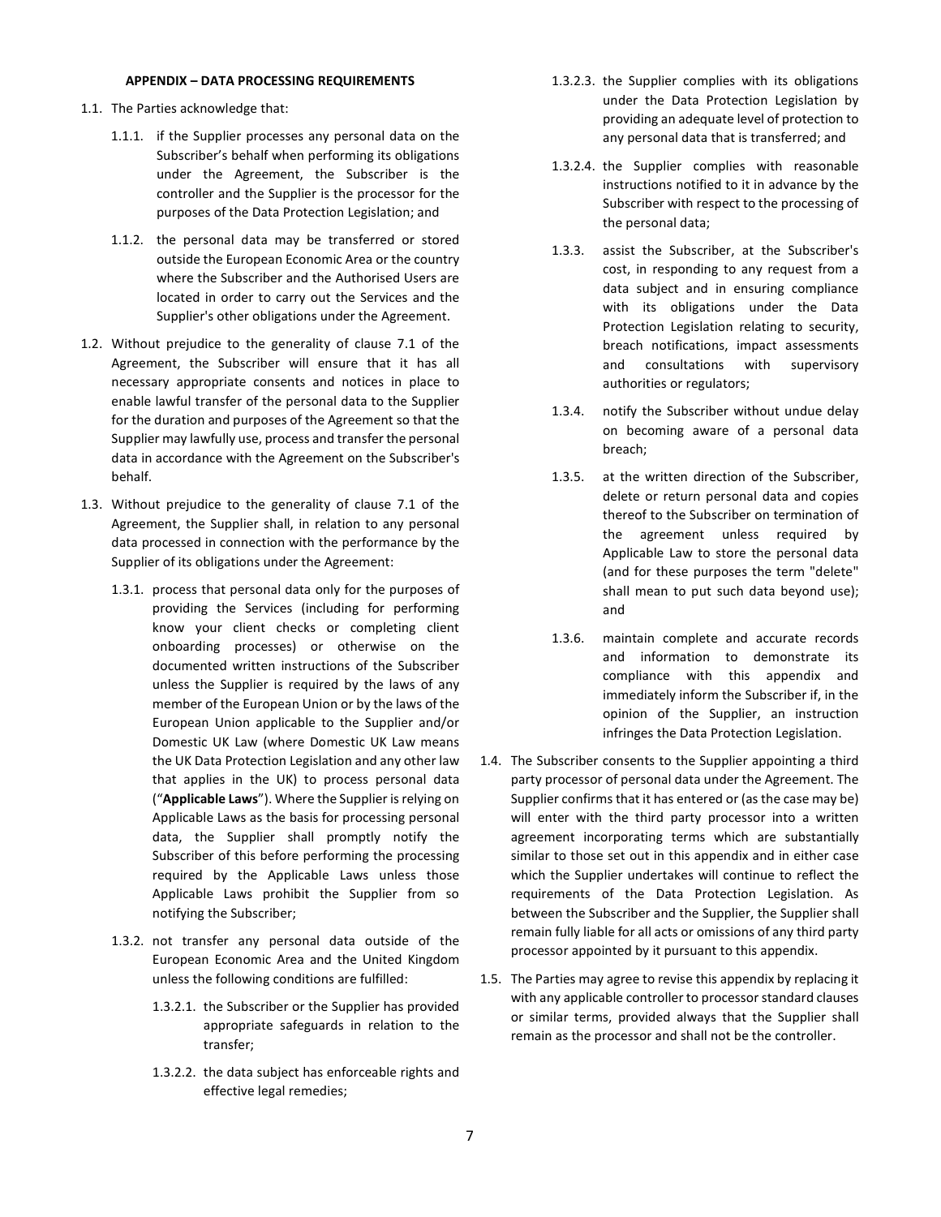**APPENDIX – DATA PROCESSING REQUIREMENTS**

1.1. The Parties acknowledge that:

1.1.1. if the Supplier processes any personal data on the Subscriber's behalf when performing its obligations under the Agreement, the Subscriber is the controller and the Supplier is the processor for the purposes of the Data Protection Legislation; and

1.1.2. the personal data may be transferred or stored outside the European Economic Area or the country where the Subscriber and the Authorised Users are located in order to carry out the Services and the Supplier's other obligations under the Agreement.

1.2. Without prejudice to the generality of clause 7.1 of the Agreement, the Subscriber will ensure that it has all necessary appropriate consents and notices in place to enable lawful transfer of the personal data to the Supplier for the duration and purposes of the Agreement so that the Supplier may lawfully use, process and transfer the personal data in accordance with the Agreement on the Subscriber's behalf.

1.3. Without prejudice to the generality of clause 7.1 of the Agreement, the Supplier shall, in relation to any personal data processed in connection with the performance by the Supplier of its obligations under the Agreement:

1.3.1. process that personal data only for the purposes of providing the Services (including for performing know your client checks or completing client onboarding processes) or otherwise on the documented written instructions of the Subscriber unless the Supplier is required by the laws of any member of the European Union or by the laws of the European Union applicable to the Supplier and/or Domestic UK Law (where Domestic UK Law means the UK Data Protection Legislation and any other law that applies in the UK) to process personal data ("**Applicable Laws**"). Where the Supplier is relying on Applicable Laws as the basis for processing personal data, the Supplier shall promptly notify the Subscriber of this before performing the processing required by the Applicable Laws unless those Applicable Laws prohibit the Supplier from so notifying the Subscriber;

1.3.2. not transfer any personal data outside of the European Economic Area and the United Kingdom unless the following conditions are fulfilled:

1.3.2.1. the Subscriber or the Supplier has provided appropriate safeguards in relation to the transfer;

1.3.2.2. the data subject has enforceable rights and effective legal remedies;

1.3.2.3. the Supplier complies with its obligations under the Data Protection Legislation by providing an adequate level of protection to any personal data that is transferred; and

1.3.2.4. the Supplier complies with reasonable instructions notified to it in advance by the Subscriber with respect to the processing of the personal data;

1.3.3. assist the Subscriber, at the Subscriber's cost, in responding to any request from a data subject and in ensuring compliance with its obligations under the Data Protection Legislation relating to security, breach notifications, impact assessments and consultations with supervisory authorities or regulators;

1.3.4. notify the Subscriber without undue delay on becoming aware of a personal data breach;

1.3.5. at the written direction of the Subscriber, delete or return personal data and copies thereof to the Subscriber on termination of the agreement unless required by Applicable Law to store the personal data (and for these purposes the term "delete" shall mean to put such data beyond use); and

1.3.6. maintain complete and accurate records and information to demonstrate its compliance with this appendix and immediately inform the Subscriber if, in the opinion of the Supplier, an instruction infringes the Data Protection Legislation.

1.4. The Subscriber consents to the Supplier appointing a third party processor of personal data under the Agreement. The Supplier confirms that it has entered or (as the case may be) will enter with the third party processor into a written agreement incorporating terms which are substantially similar to those set out in this appendix and in either case which the Supplier undertakes will continue to reflect the requirements of the Data Protection Legislation. As between the Subscriber and the Supplier, the Supplier shall remain fully liable for all acts or omissions of any third party processor appointed by it pursuant to this appendix.

1.5. The Parties may agree to revise this appendix by replacing it with any applicable controller to processor standard clauses or similar terms, provided always that the Supplier shall remain as the processor and shall not be the controller.